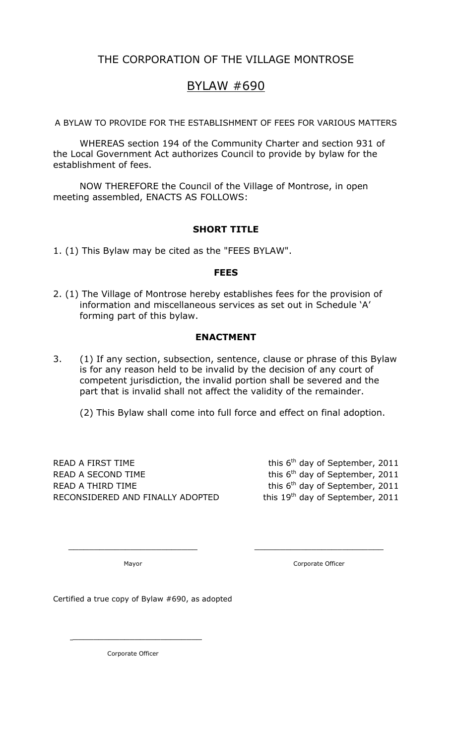# THE CORPORATION OF THE VILLAGE MONTROSE

## BYLAW #690

A BYLAW TO PROVIDE FOR THE ESTABLISHMENT OF FEES FOR VARIOUS MATTERS

WHEREAS section 194 of the Community Charter and section 931 of the Local Government Act authorizes Council to provide by bylaw for the establishment of fees.

NOW THEREFORE the Council of the Village of Montrose, in open meeting assembled, ENACTS AS FOLLOWS:

### SHORT TITLE

1. (1) This Bylaw may be cited as the "FEES BYLAW".

### FEES

2. (1) The Village of Montrose hereby establishes fees for the provision of information and miscellaneous services as set out in Schedule 'A' forming part of this bylaw.

### ENACTMENT

3. (1) If any section, subsection, sentence, clause or phrase of this Bylaw is for any reason held to be invalid by the decision of any court of competent jurisdiction, the invalid portion shall be severed and the part that is invalid shall not affect the validity of the remainder.

   (2) This Bylaw shall come into full force and effect on final adoption.

| | |
|---|---|
| READ A FIRST TIME | this 6th day of September, 2011 |
| READ A SECOND TIME | this 6th day of September, 2011 |
| READ A THIRD TIME | this 6th day of September, 2011 |
| RECONSIDERED AND FINALLY ADOPTED | this 19th day of September, 2011 |

_________________________ _________________________

Mayor Corporate Officer

Certified a true copy of Bylaw #690, as adopted

_________________________

Corporate Officer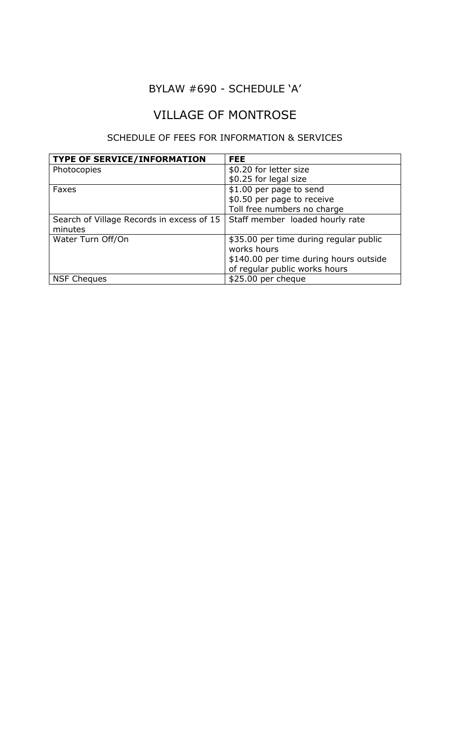# BYLAW #690 - SCHEDULE 'A'

# VILLAGE OF MONTROSE

## SCHEDULE OF FEES FOR INFORMATION & SERVICES

| **TYPE OF SERVICE/INFORMATION** | **FEE** |
|---|---|
| Photocopies | \$0.20 for letter size<br>\$0.25 for legal size |
| Faxes | \$1.00 per page to send<br>\$0.50 per page to receive<br>Toll free numbers no charge |
| Search of Village Records in excess of 15 minutes | Staff member loaded hourly rate |
| Water Turn Off/On | \$35.00 per time during regular public works hours<br>\$140.00 per time during hours outside of regular public works hours |
| NSF Cheques | \$25.00 per cheque |